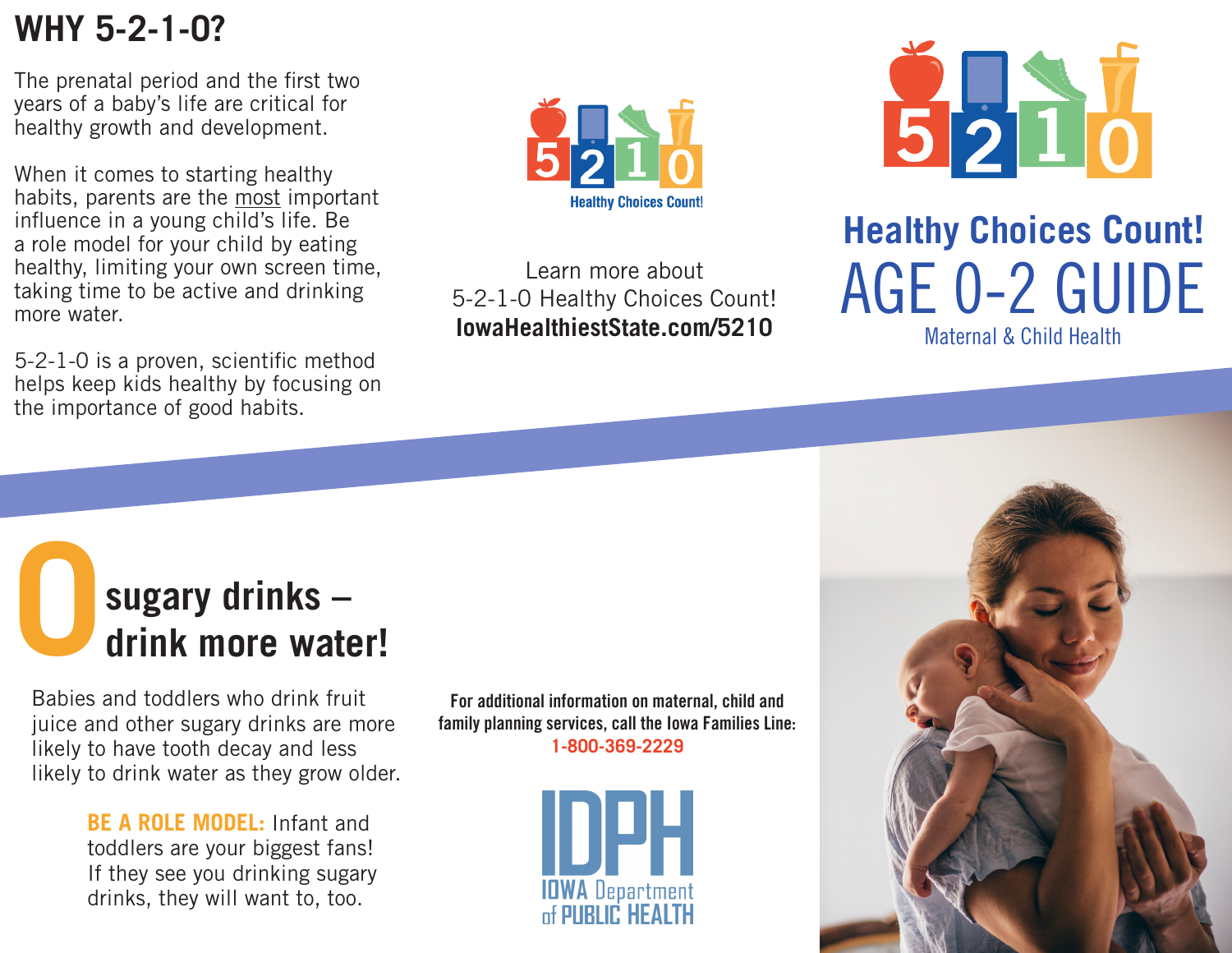## WHY 5-2-1-0?

The prenatal period and the first two years of a baby's life are critical for healthy growth and development.

When it comes to starting healthy habits, parents are the most important influence in a young child's life. Be a role model for your child by eating healthy, limiting your own screen time, taking time to be active and drinking more water.

5-2-1-0 is a proven, scientific method helps keep kids healthy by focusing on the importance of good habits.

## 0 sugary drinks – drink more water!

Babies and toddlers who drink fruit juice and other sugary drinks are more likely to have tooth decay and less likely to drink water as they grow older.

**BE A ROLE MODEL:** Infant and toddlers are your biggest fans! If they see you drinking sugary drinks, they will want to, too.

5 2 1 0

Healthy Choices Count!

Learn more about 5-2-1-0 Healthy Choices Count!

**IowaHealthiestState.com/5210**

**For additional information on maternal, child and family planning services, call the Iowa Families Line: 1-800-369-2229**

IDPH

IOWA Department of PUBLIC HEALTH

5 2 1 0

# Healthy Choices Count!

# AGE 0-2 GUIDE

Maternal & Child Health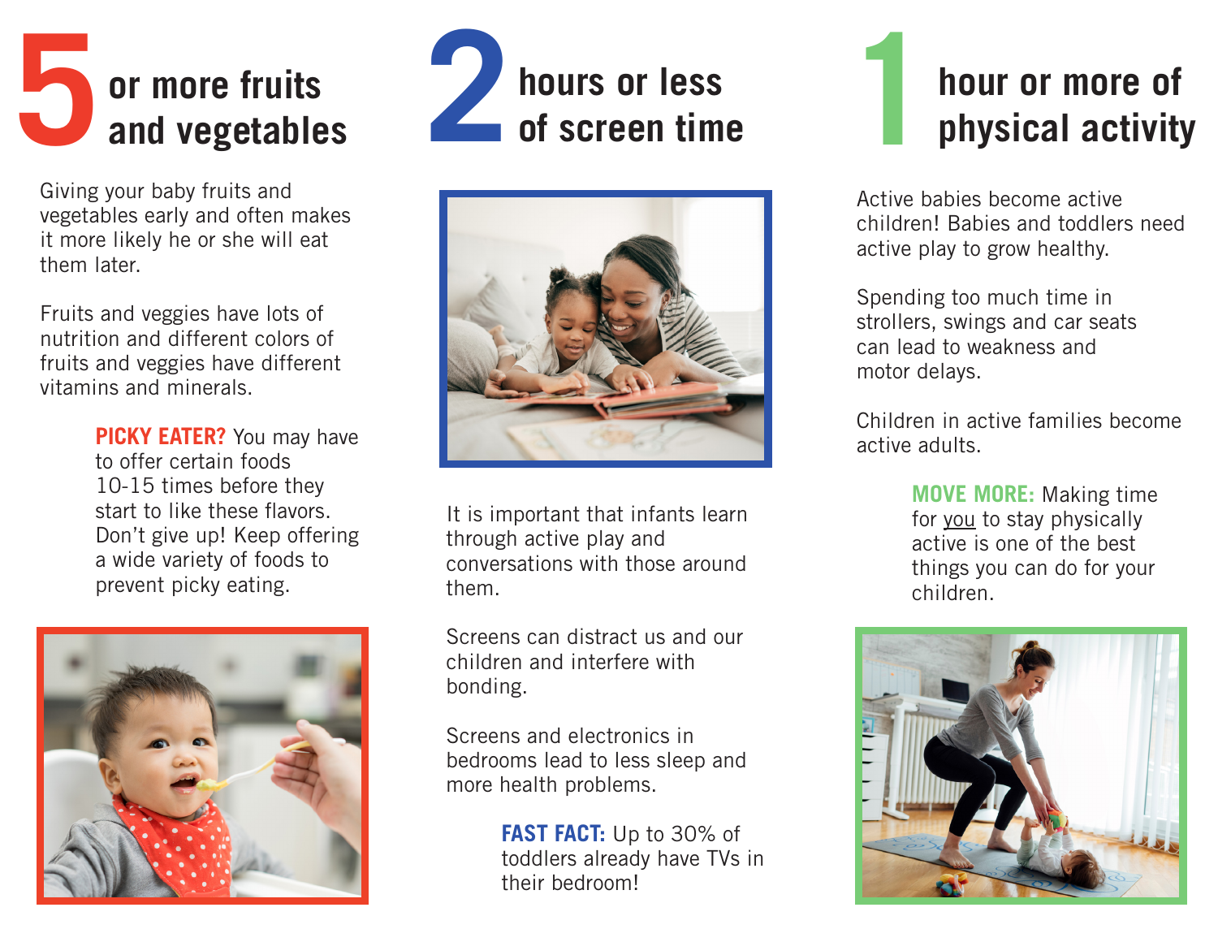## 5 or more fruits and vegetables

Giving your baby fruits and vegetables early and often makes it more likely he or she will eat them later.

Fruits and veggies have lots of nutrition and different colors of fruits and veggies have different vitamins and minerals.

**PICKY EATER?** You may have to offer certain foods 10-15 times before they start to like these flavors. Don't give up! Keep offering a wide variety of foods to prevent picky eating.

## 2 hours or less of screen time

It is important that infants learn through active play and conversations with those around them.

Screens can distract us and our children and interfere with bonding.

Screens and electronics in bedrooms lead to less sleep and more health problems.

**FAST FACT:** Up to 30% of toddlers already have TVs in their bedroom!

## 1 hour or more of physical activity

Active babies become active children! Babies and toddlers need active play to grow healthy.

Spending too much time in strollers, swings and car seats can lead to weakness and motor delays.

Children in active families become active adults.

**MOVE MORE:** Making time for you to stay physically active is one of the best things you can do for your children.